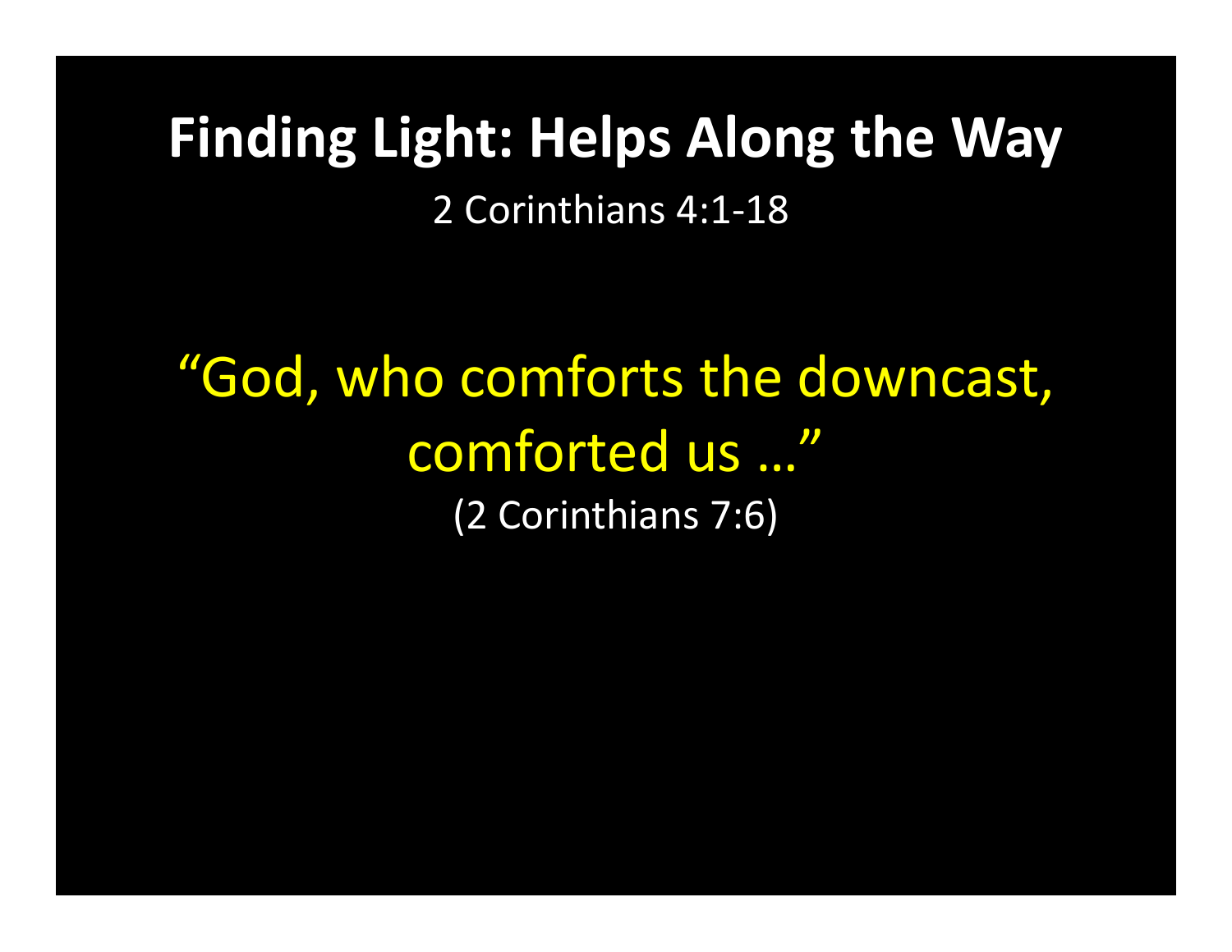# Finding Light: Helps Along the Way

2 Corinthians 4:1-18

"God, who comforts the downcast, comforted us …"

(2 Corinthians 7:6)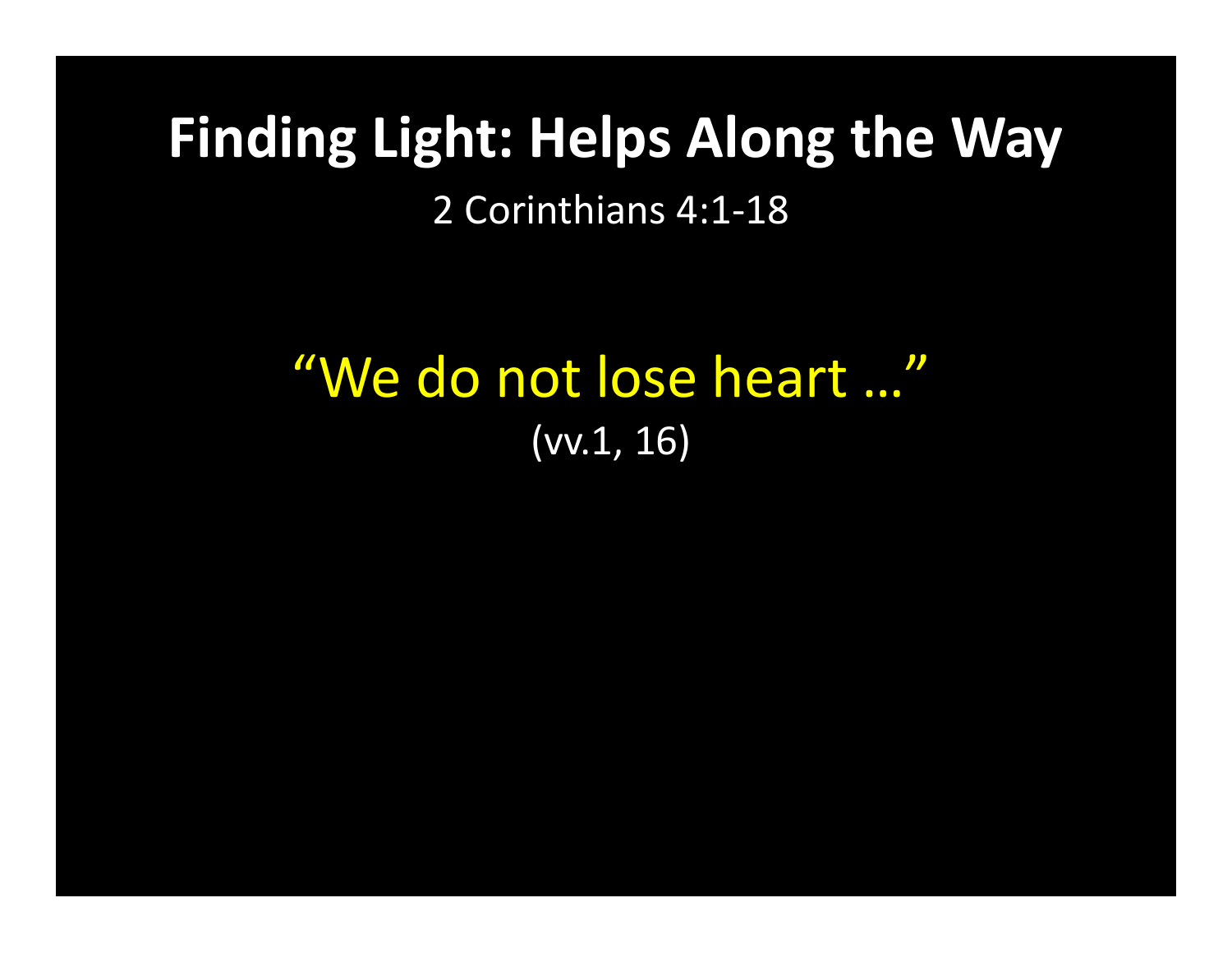# Finding Light: Helps Along the Way

2 Corinthians 4:1-18

"We do not lose heart …"

(vv.1, 16)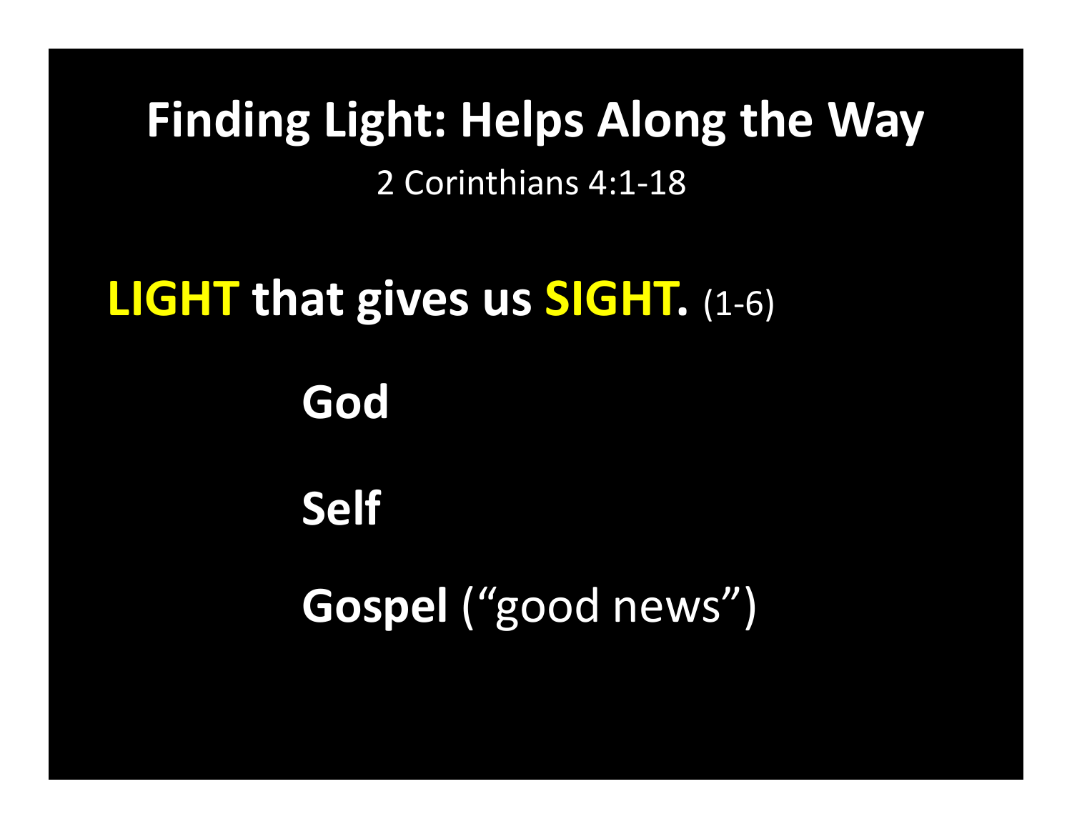# Finding Light: Helps Along the Way

2 Corinthians 4:1-18

## LIGHT that gives us SIGHT. (1-6)

**God**

**Self**

**Gospel** (“good news”)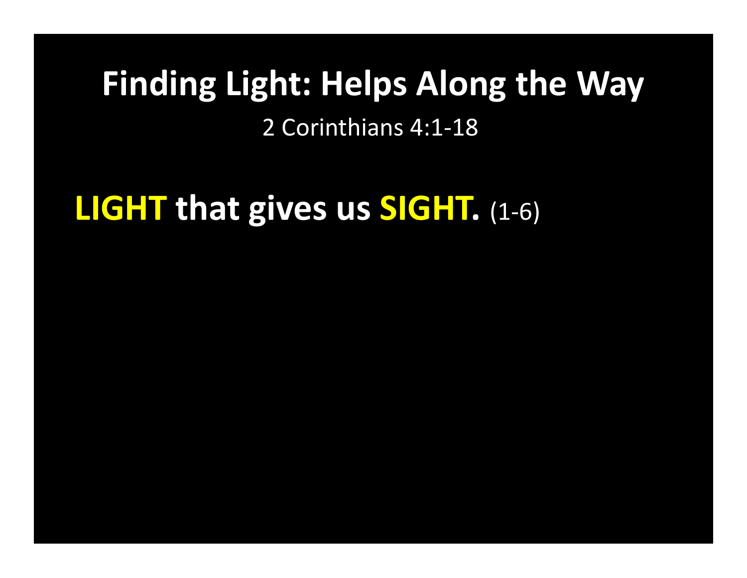# Finding Light: Helps Along the Way

2 Corinthians 4:1-18

**LIGHT that gives us SIGHT.** (1-6)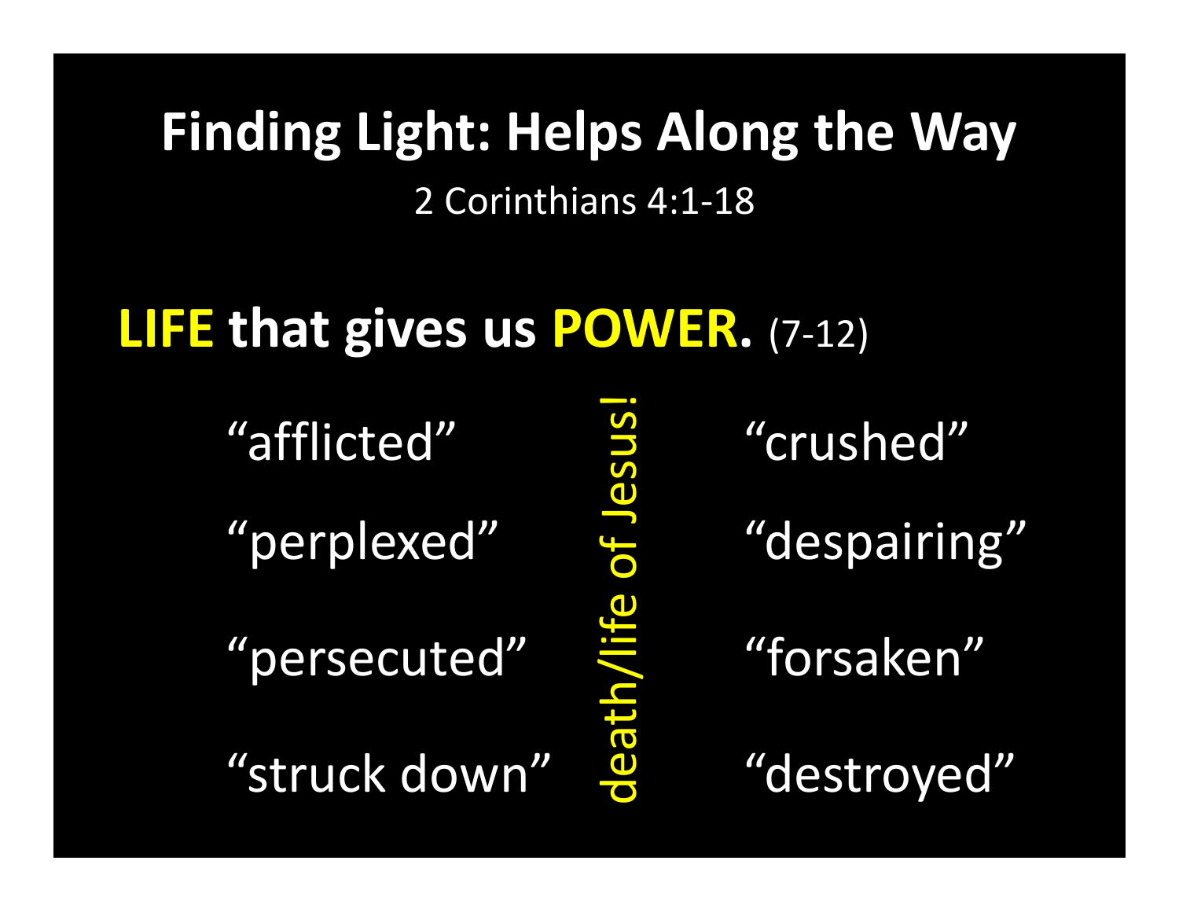# Finding Light: Helps Along the Way

2 Corinthians 4:1-18

## **LIFE** that gives us **POWER.** (7-12)

| | | |
|---|---|---|
| "afflicted" | death/life of Jesus! | "crushed" |
| "perplexed" | | "despairing" |
| "persecuted" | | "forsaken" |
| "struck down" | | "destroyed" |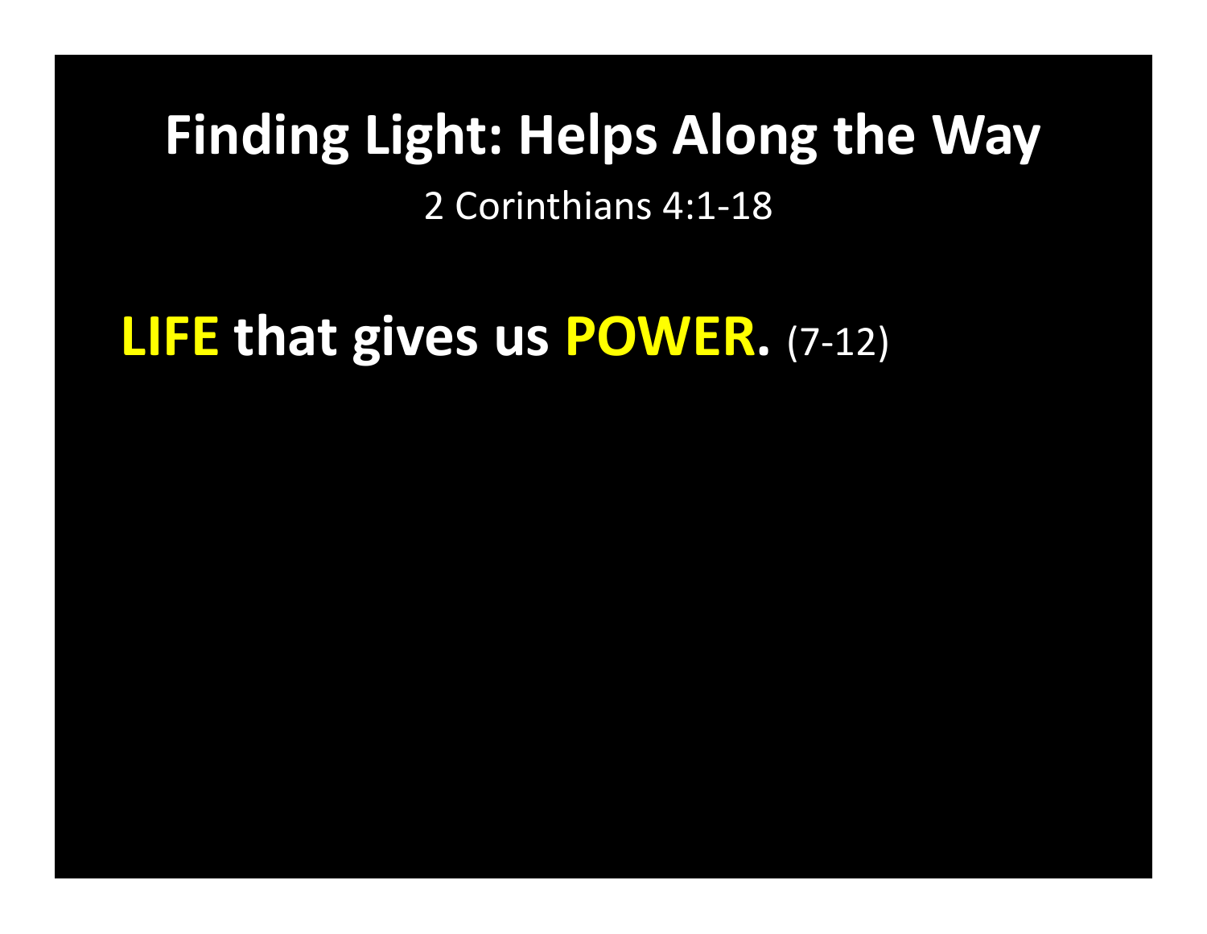# Finding Light: Helps Along the Way

2 Corinthians 4:1-18

## **LIFE that gives us POWER.** (7-12)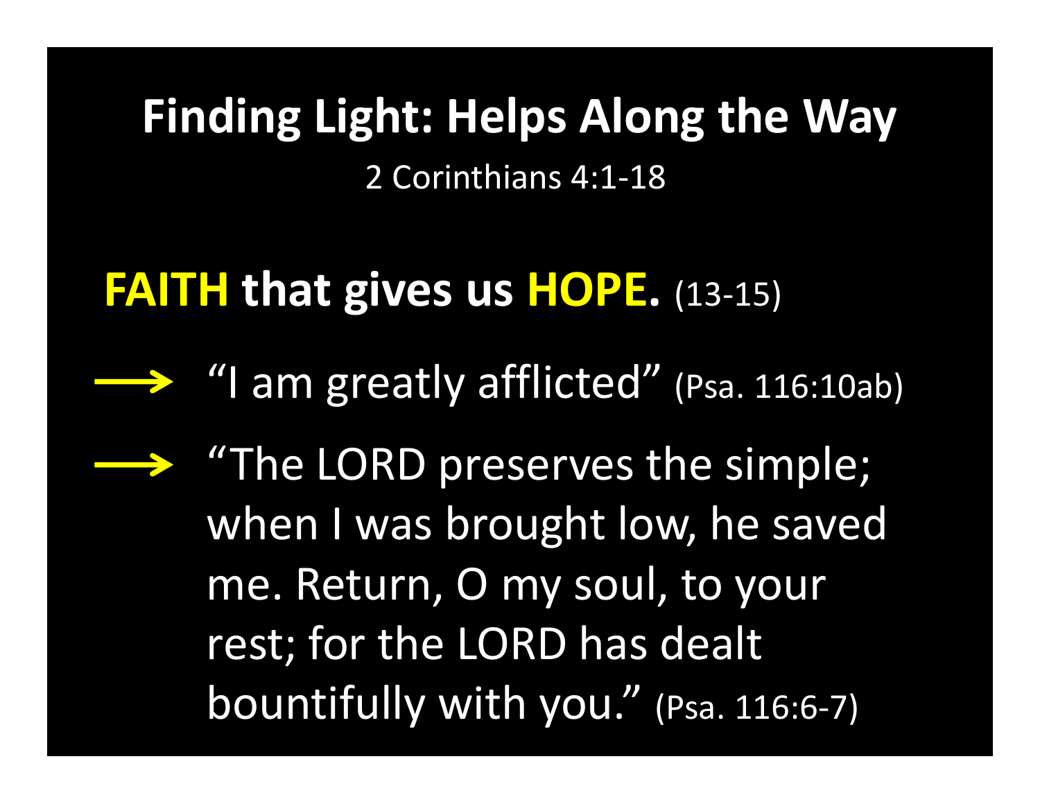# Finding Light: Helps Along the Way

2 Corinthians 4:1-18

## FAITH that gives us HOPE. (13-15)

- "I am greatly afflicted" (Psa. 116:10ab)
- "The LORD preserves the simple; when I was brought low, he saved me. Return, O my soul, to your rest; for the LORD has dealt bountifully with you." (Psa. 116:6-7)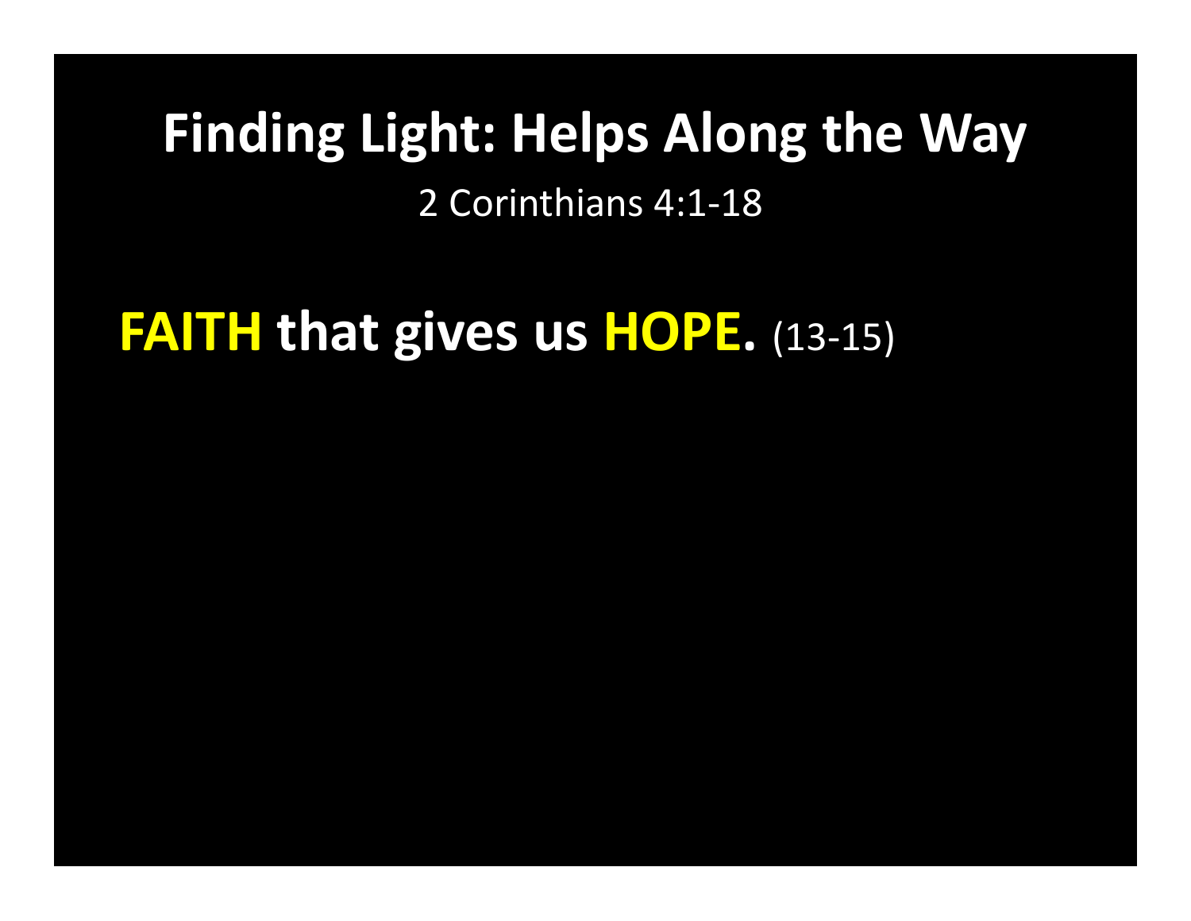# Finding Light: Helps Along the Way

2 Corinthians 4:1-18

**FAITH that gives us HOPE.** (13-15)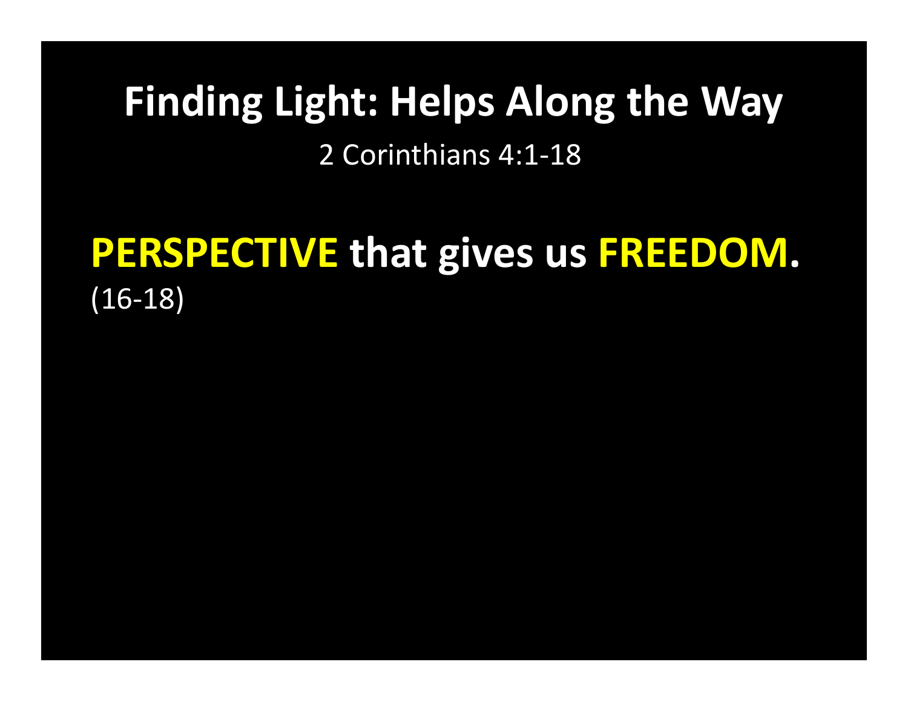# Finding Light: Helps Along the Way

2 Corinthians 4:1-18

## PERSPECTIVE that gives us FREEDOM.

(16-18)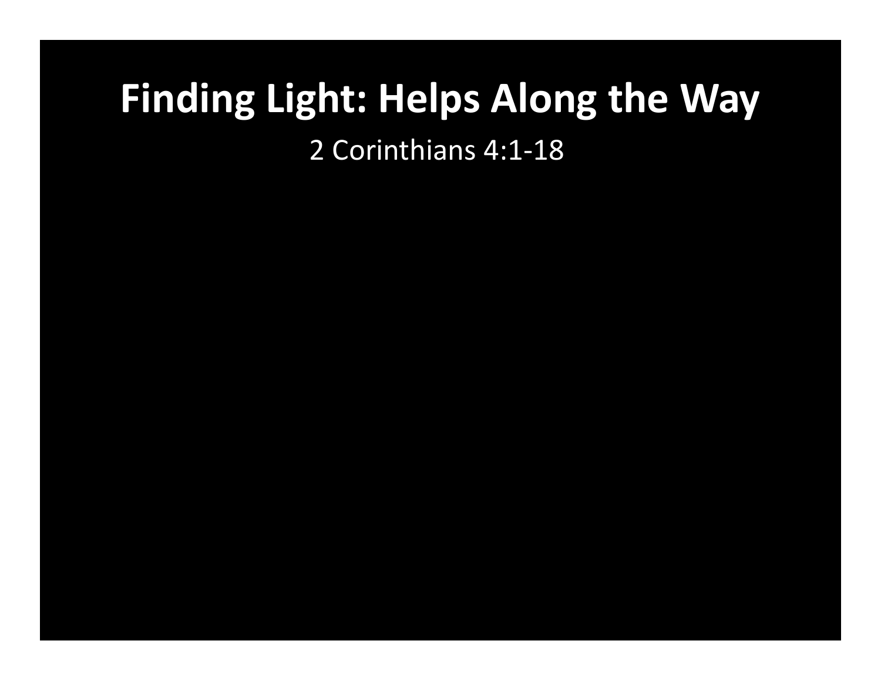# Finding Light: Helps Along the Way

2 Corinthians 4:1-18